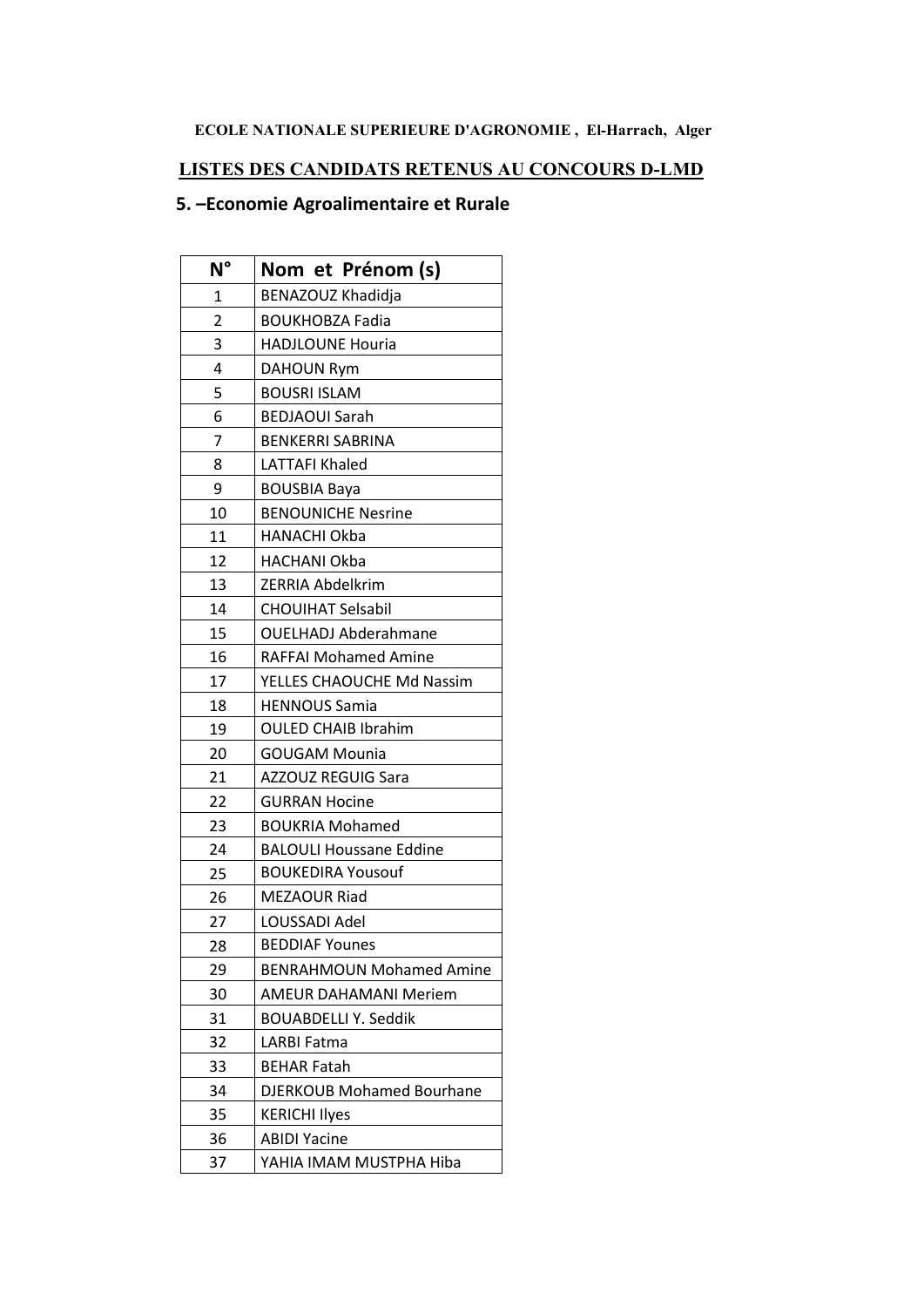**ECOLE NATIONALE SUPERIEURE D'AGRONOMIE , El-Harrach, Alger**

## LISTES DES CANDIDATS RETENUS AU CONCOURS D-LMD

### 5. –Economie Agroalimentaire et Rurale

| N° | Nom et Prénom (s) |
|---|---|
| 1 | BENAZOUZ Khadidja |
| 2 | BOUKHOBZA Fadia |
| 3 | HADJLOUNE Houria |
| 4 | DAHOUN Rym |
| 5 | BOUSRI ISLAM |
| 6 | BEDJAOUI Sarah |
| 7 | BENKERRI SABRINA |
| 8 | LATTAFI Khaled |
| 9 | BOUSBIA Baya |
| 10 | BENOUNICHE Nesrine |
| 11 | HANACHI Okba |
| 12 | HACHANI Okba |
| 13 | ZERRIA Abdelkrim |
| 14 | CHOUIHAT Selsabil |
| 15 | OUELHADJ Abderahmane |
| 16 | RAFFAI Mohamed Amine |
| 17 | YELLES CHAOUCHE Md Nassim |
| 18 | HENNOUS Samia |
| 19 | OULED CHAIB Ibrahim |
| 20 | GOUGAM Mounia |
| 21 | AZZOUZ REGUIG Sara |
| 22 | GURRAN Hocine |
| 23 | BOUKRIA Mohamed |
| 24 | BALOULI Houssane Eddine |
| 25 | BOUKEDIRA Yousouf |
| 26 | MEZAOUR Riad |
| 27 | LOUSSADI Adel |
| 28 | BEDDIAF Younes |
| 29 | BENRAHMOUN Mohamed Amine |
| 30 | AMEUR DAHAMANI Meriem |
| 31 | BOUABDELLI Y. Seddik |
| 32 | LARBI Fatma |
| 33 | BEHAR Fatah |
| 34 | DJERKOUB Mohamed Bourhane |
| 35 | KERICHI Ilyes |
| 36 | ABIDI Yacine |
| 37 | YAHIA IMAM MUSTPHA Hiba |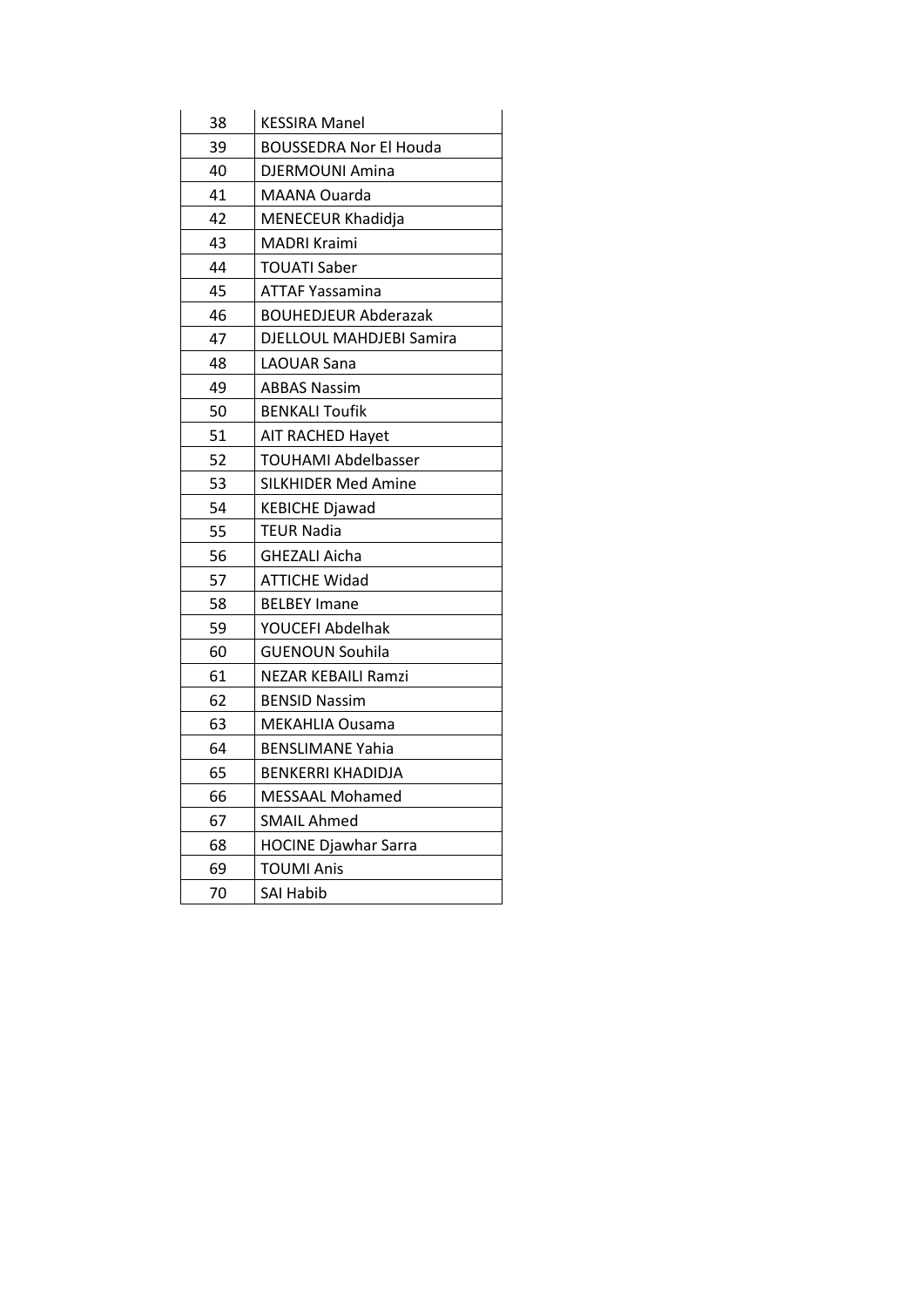| | |
|---|---|
| 38 | KESSIRA Manel |
| 39 | BOUSSEDRA Nor El Houda |
| 40 | DJERMOUNI Amina |
| 41 | MAANA Ouarda |
| 42 | MENECEUR Khadidja |
| 43 | MADRI Kraimi |
| 44 | TOUATI Saber |
| 45 | ATTAF Yassamina |
| 46 | BOUHEDJEUR Abderazak |
| 47 | DJELLOUL MAHDJEBI Samira |
| 48 | LAOUAR Sana |
| 49 | ABBAS Nassim |
| 50 | BENKALI Toufik |
| 51 | AIT RACHED Hayet |
| 52 | TOUHAMI Abdelbasser |
| 53 | SILKHIDER Med Amine |
| 54 | KEBICHE Djawad |
| 55 | TEUR Nadia |
| 56 | GHEZALI Aicha |
| 57 | ATTICHE Widad |
| 58 | BELBEY Imane |
| 59 | YOUCEFI Abdelhak |
| 60 | GUENOUN Souhila |
| 61 | NEZAR KEBAILI Ramzi |
| 62 | BENSID Nassim |
| 63 | MEKAHLIA Ousama |
| 64 | BENSLIMANE Yahia |
| 65 | BENKERRI KHADIDJA |
| 66 | MESSAAL Mohamed |
| 67 | SMAIL Ahmed |
| 68 | HOCINE Djawhar Sarra |
| 69 | TOUMI Anis |
| 70 | SAI Habib |